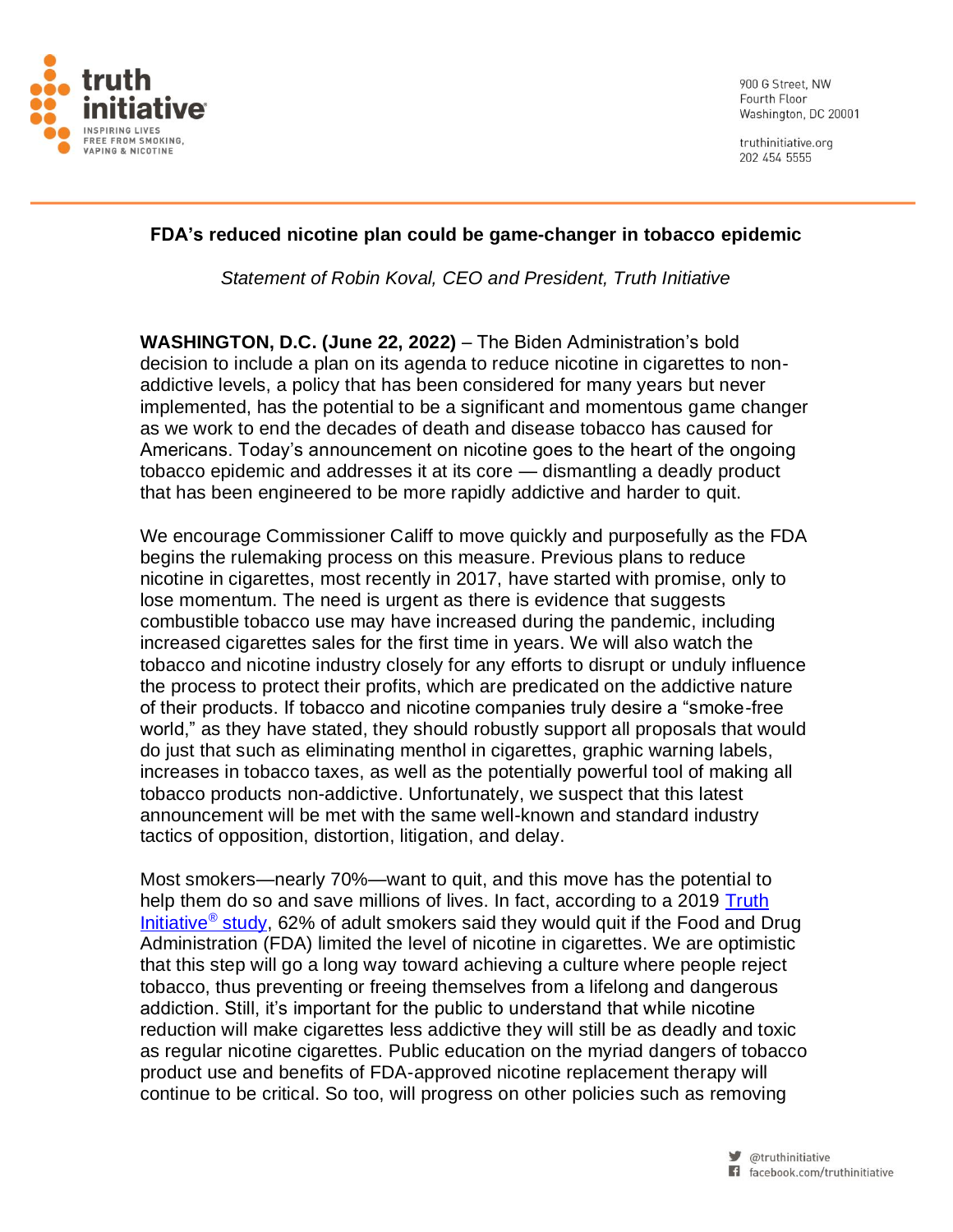truth initiative
INSPIRING LIVES FREE FROM SMOKING, VAPING & NICOTINE

900 G Street, NW
Fourth Floor
Washington, DC 20001

truthinitiative.org
202 454 5555

**FDA's reduced nicotine plan could be game-changer in tobacco epidemic**

*Statement of Robin Koval, CEO and President, Truth Initiative*

**WASHINGTON, D.C. (June 22, 2022)** – The Biden Administration's bold decision to include a plan on its agenda to reduce nicotine in cigarettes to non-addictive levels, a policy that has been considered for many years but never implemented, has the potential to be a significant and momentous game changer as we work to end the decades of death and disease tobacco has caused for Americans. Today's announcement on nicotine goes to the heart of the ongoing tobacco epidemic and addresses it at its core — dismantling a deadly product that has been engineered to be more rapidly addictive and harder to quit.

We encourage Commissioner Califf to move quickly and purposefully as the FDA begins the rulemaking process on this measure. Previous plans to reduce nicotine in cigarettes, most recently in 2017, have started with promise, only to lose momentum. The need is urgent as there is evidence that suggests combustible tobacco use may have increased during the pandemic, including increased cigarettes sales for the first time in years. We will also watch the tobacco and nicotine industry closely for any efforts to disrupt or unduly influence the process to protect their profits, which are predicated on the addictive nature of their products. If tobacco and nicotine companies truly desire a "smoke-free world," as they have stated, they should robustly support all proposals that would do just that such as eliminating menthol in cigarettes, graphic warning labels, increases in tobacco taxes, as well as the potentially powerful tool of making all tobacco products non-addictive. Unfortunately, we suspect that this latest announcement will be met with the same well-known and standard industry tactics of opposition, distortion, litigation, and delay.

Most smokers—nearly 70%—want to quit, and this move has the potential to help them do so and save millions of lives. In fact, according to a 2019 Truth Initiative® study, 62% of adult smokers said they would quit if the Food and Drug Administration (FDA) limited the level of nicotine in cigarettes. We are optimistic that this step will go a long way toward achieving a culture where people reject tobacco, thus preventing or freeing themselves from a lifelong and dangerous addiction. Still, it's important for the public to understand that while nicotine reduction will make cigarettes less addictive they will still be as deadly and toxic as regular nicotine cigarettes. Public education on the myriad dangers of tobacco product use and benefits of FDA-approved nicotine replacement therapy will continue to be critical. So too, will progress on other policies such as removing

@truthinitiative
facebook.com/truthinitiative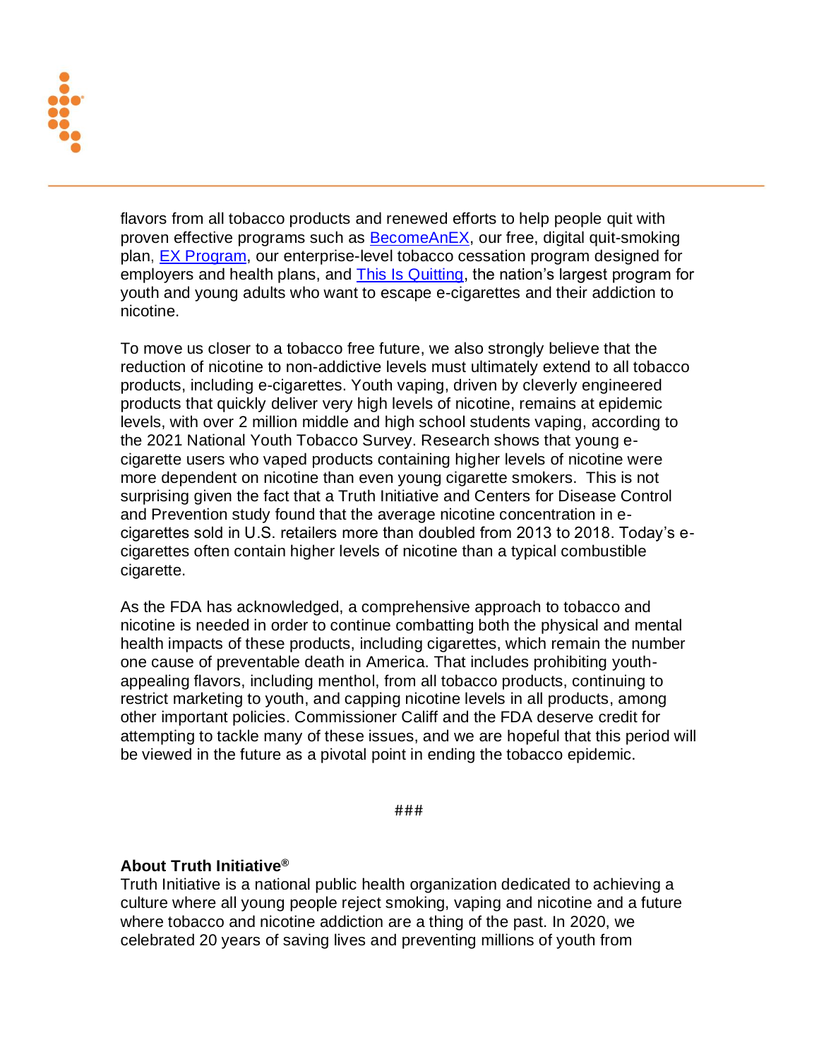flavors from all tobacco products and renewed efforts to help people quit with proven effective programs such as [BecomeAnEX](), our free, digital quit-smoking plan, [EX Program](), our enterprise-level tobacco cessation program designed for employers and health plans, and [This Is Quitting](), the nation's largest program for youth and young adults who want to escape e-cigarettes and their addiction to nicotine.

To move us closer to a tobacco free future, we also strongly believe that the reduction of nicotine to non-addictive levels must ultimately extend to all tobacco products, including e-cigarettes. Youth vaping, driven by cleverly engineered products that quickly deliver very high levels of nicotine, remains at epidemic levels, with over 2 million middle and high school students vaping, according to the 2021 National Youth Tobacco Survey. Research shows that young e-cigarette users who vaped products containing higher levels of nicotine were more dependent on nicotine than even young cigarette smokers. This is not surprising given the fact that a Truth Initiative and Centers for Disease Control and Prevention study found that the average nicotine concentration in e-cigarettes sold in U.S. retailers more than doubled from 2013 to 2018. Today's e-cigarettes often contain higher levels of nicotine than a typical combustible cigarette.

As the FDA has acknowledged, a comprehensive approach to tobacco and nicotine is needed in order to continue combatting both the physical and mental health impacts of these products, including cigarettes, which remain the number one cause of preventable death in America. That includes prohibiting youth-appealing flavors, including menthol, from all tobacco products, continuing to restrict marketing to youth, and capping nicotine levels in all products, among other important policies. Commissioner Califf and the FDA deserve credit for attempting to tackle many of these issues, and we are hopeful that this period will be viewed in the future as a pivotal point in ending the tobacco epidemic.

###

**About Truth Initiative®**

Truth Initiative is a national public health organization dedicated to achieving a culture where all young people reject smoking, vaping and nicotine and a future where tobacco and nicotine addiction are a thing of the past. In 2020, we celebrated 20 years of saving lives and preventing millions of youth from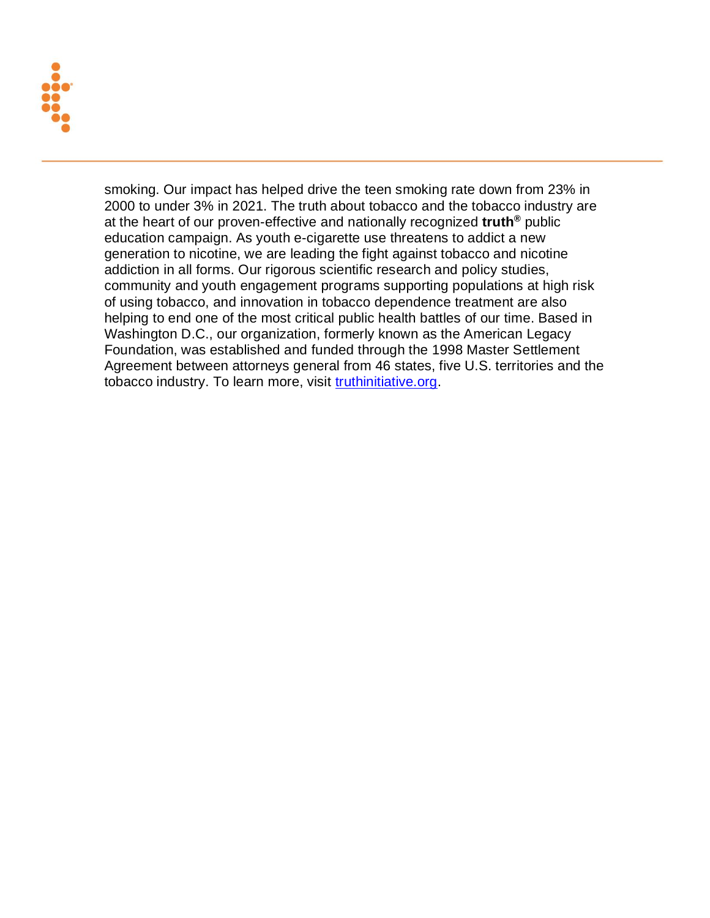smoking. Our impact has helped drive the teen smoking rate down from 23% in 2000 to under 3% in 2021. The truth about tobacco and the tobacco industry are at the heart of our proven-effective and nationally recognized **truth®** public education campaign. As youth e-cigarette use threatens to addict a new generation to nicotine, we are leading the fight against tobacco and nicotine addiction in all forms. Our rigorous scientific research and policy studies, community and youth engagement programs supporting populations at high risk of using tobacco, and innovation in tobacco dependence treatment are also helping to end one of the most critical public health battles of our time. Based in Washington D.C., our organization, formerly known as the American Legacy Foundation, was established and funded through the 1998 Master Settlement Agreement between attorneys general from 46 states, five U.S. territories and the tobacco industry. To learn more, visit [truthinitiative.org](truthinitiative.org).